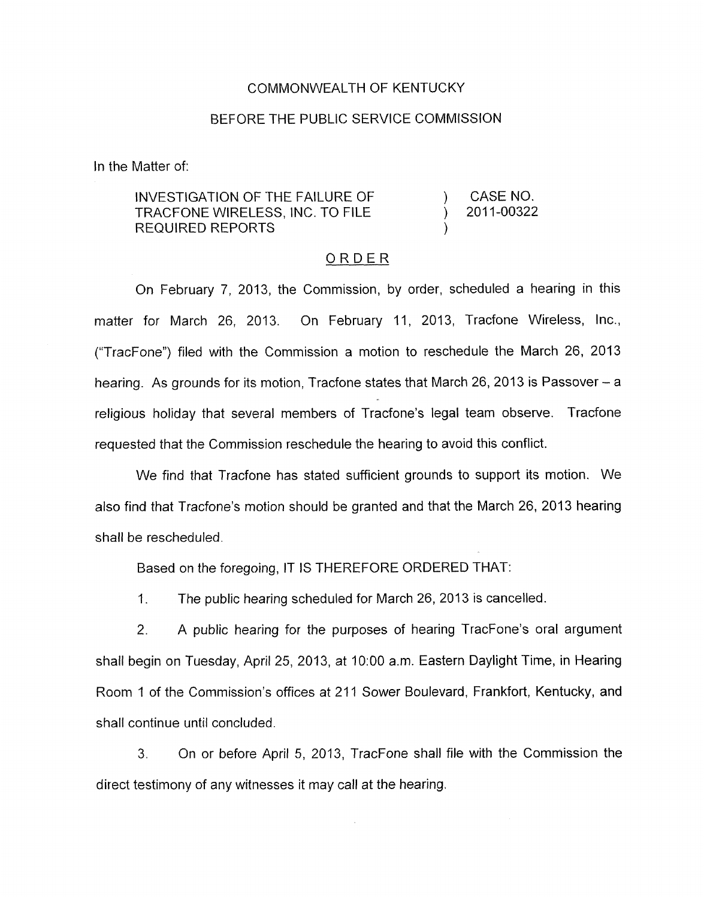COMMONWEALTH OF KENTUCKY

BEFORE THE PUBLIC SERVICE COMMISSION

In the Matter of:

| | | |
|---|---|---|
| INVESTIGATION OF THE FAILURE OF TRACFONE WIRELESS, INC. TO FILE REQUIRED REPORTS | ) ) ) | CASE NO. 2011-00322 |

ORDER

On February 7, 2013, the Commission, by order, scheduled a hearing in this matter for March 26, 2013. On February 11, 2013, Tracfone Wireless, Inc., ("TracFone") filed with the Commission a motion to reschedule the March 26, 2013 hearing. As grounds for its motion, Tracfone states that March 26, 2013 is Passover – a religious holiday that several members of Tracfone's legal team observe. Tracfone requested that the Commission reschedule the hearing to avoid this conflict.

We find that Tracfone has stated sufficient grounds to support its motion. We also find that Tracfone's motion should be granted and that the March 26, 2013 hearing shall be rescheduled.

Based on the foregoing, IT IS THEREFORE ORDERED THAT:

1. The public hearing scheduled for March 26, 2013 is cancelled.

2. A public hearing for the purposes of hearing TracFone's oral argument shall begin on Tuesday, April 25, 2013, at 10:00 a.m. Eastern Daylight Time, in Hearing Room 1 of the Commission's offices at 211 Sower Boulevard, Frankfort, Kentucky, and shall continue until concluded.

3. On or before April 5, 2013, TracFone shall file with the Commission the direct testimony of any witnesses it may call at the hearing.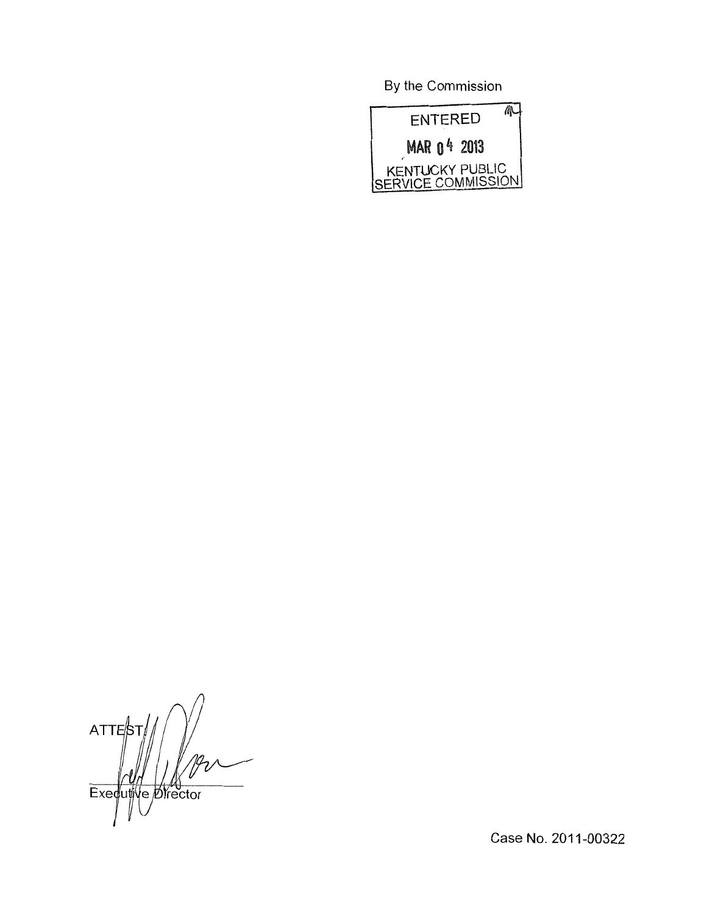By the Commission

ENTERED

MAR 04 2013

KENTUCKY PUBLIC SERVICE COMMISSION

ATTEST:

Executive Director

Case No. 2011-00322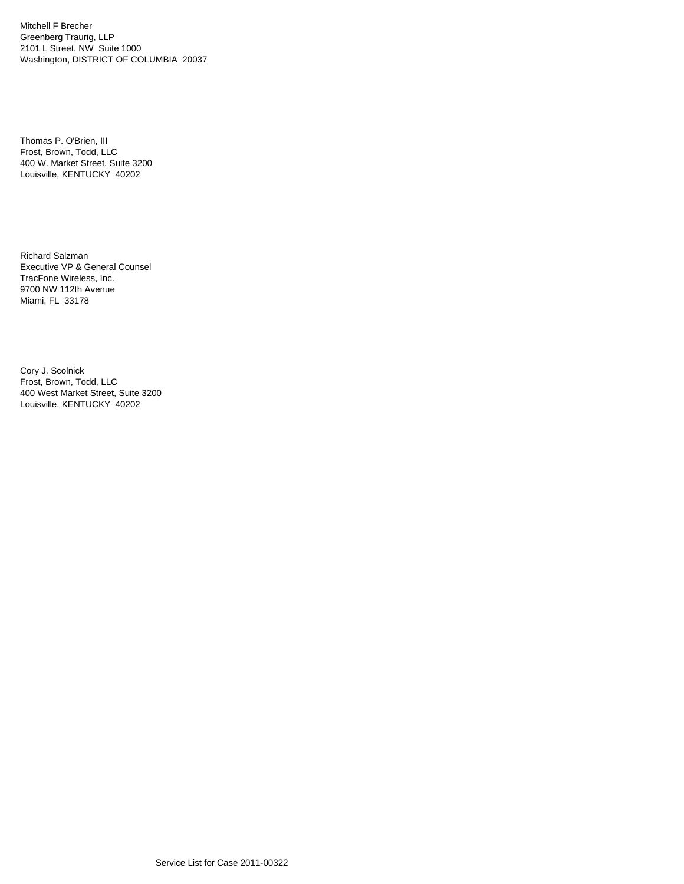Mitchell F Brecher
Greenberg Traurig, LLP
2101 L Street, NW Suite 1000
Washington, DISTRICT OF COLUMBIA 20037

Thomas P. O'Brien, III
Frost, Brown, Todd, LLC
400 W. Market Street, Suite 3200
Louisville, KENTUCKY 40202

Richard Salzman
Executive VP & General Counsel
TracFone Wireless, Inc.
9700 NW 112th Avenue
Miami, FL 33178

Cory J. Scolnick
Frost, Brown, Todd, LLC
400 West Market Street, Suite 3200
Louisville, KENTUCKY 40202

Service List for Case 2011-00322